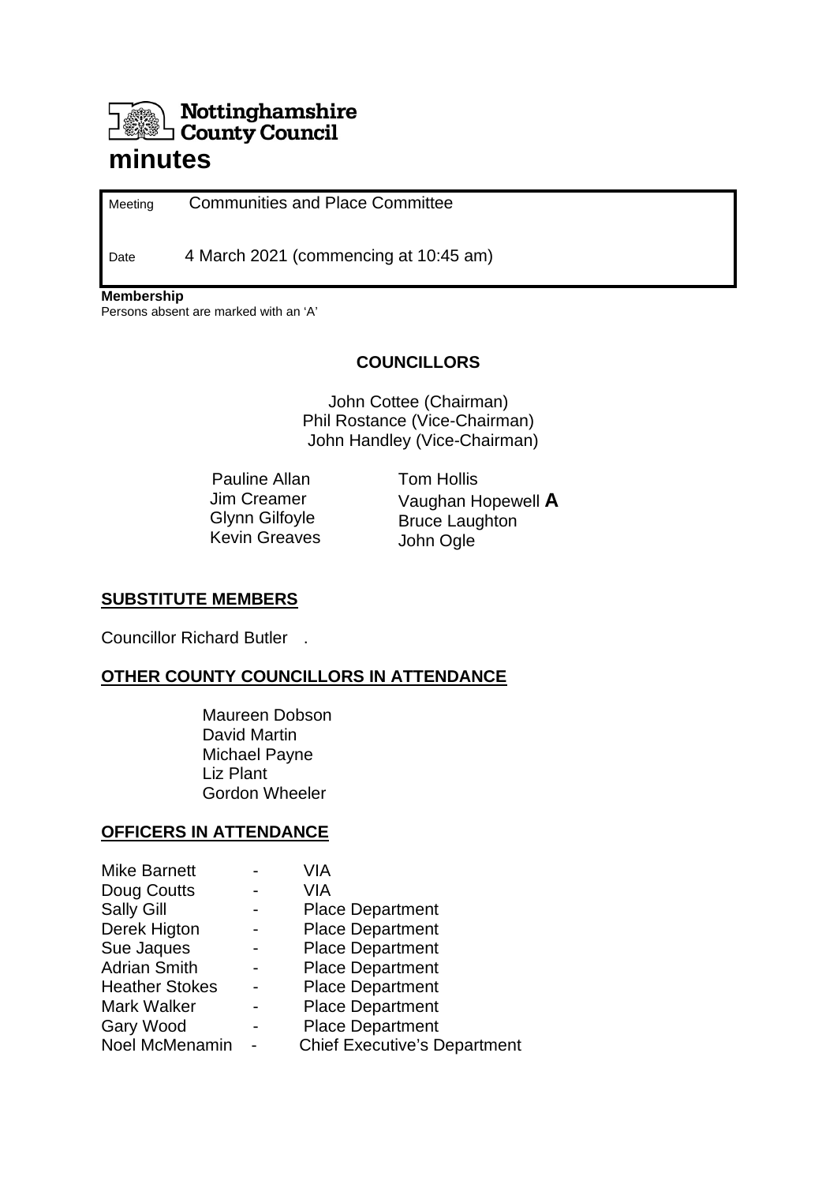**Nottinghamshire County Council**

# minutes

| | |
|---|---|
| Meeting | Communities and Place Committee |
| Date | 4 March 2021 (commencing at 10:45 am) |

**Membership**
Persons absent are marked with an 'A'

**COUNCILLORS**

John Cottee (Chairman)
Phil Rostance (Vice-Chairman)
John Handley (Vice-Chairman)

| | |
|---|---|
| Pauline Allan | Tom Hollis |
| Jim Creamer | Vaughan Hopewell **A** |
| Glynn Gilfoyle | Bruce Laughton |
| Kevin Greaves | John Ogle |

## SUBSTITUTE MEMBERS

Councillor Richard Butler .

## OTHER COUNTY COUNCILLORS IN ATTENDANCE

Maureen Dobson
David Martin
Michael Payne
Liz Plant
Gordon Wheeler

## OFFICERS IN ATTENDANCE

| | | |
|---|---|---|
| Mike Barnett | - | VIA |
| Doug Coutts | - | VIA |
| Sally Gill | - | Place Department |
| Derek Higton | - | Place Department |
| Sue Jaques | - | Place Department |
| Adrian Smith | - | Place Department |
| Heather Stokes | - | Place Department |
| Mark Walker | - | Place Department |
| Gary Wood | - | Place Department |
| Noel McMenamin | - | Chief Executive's Department |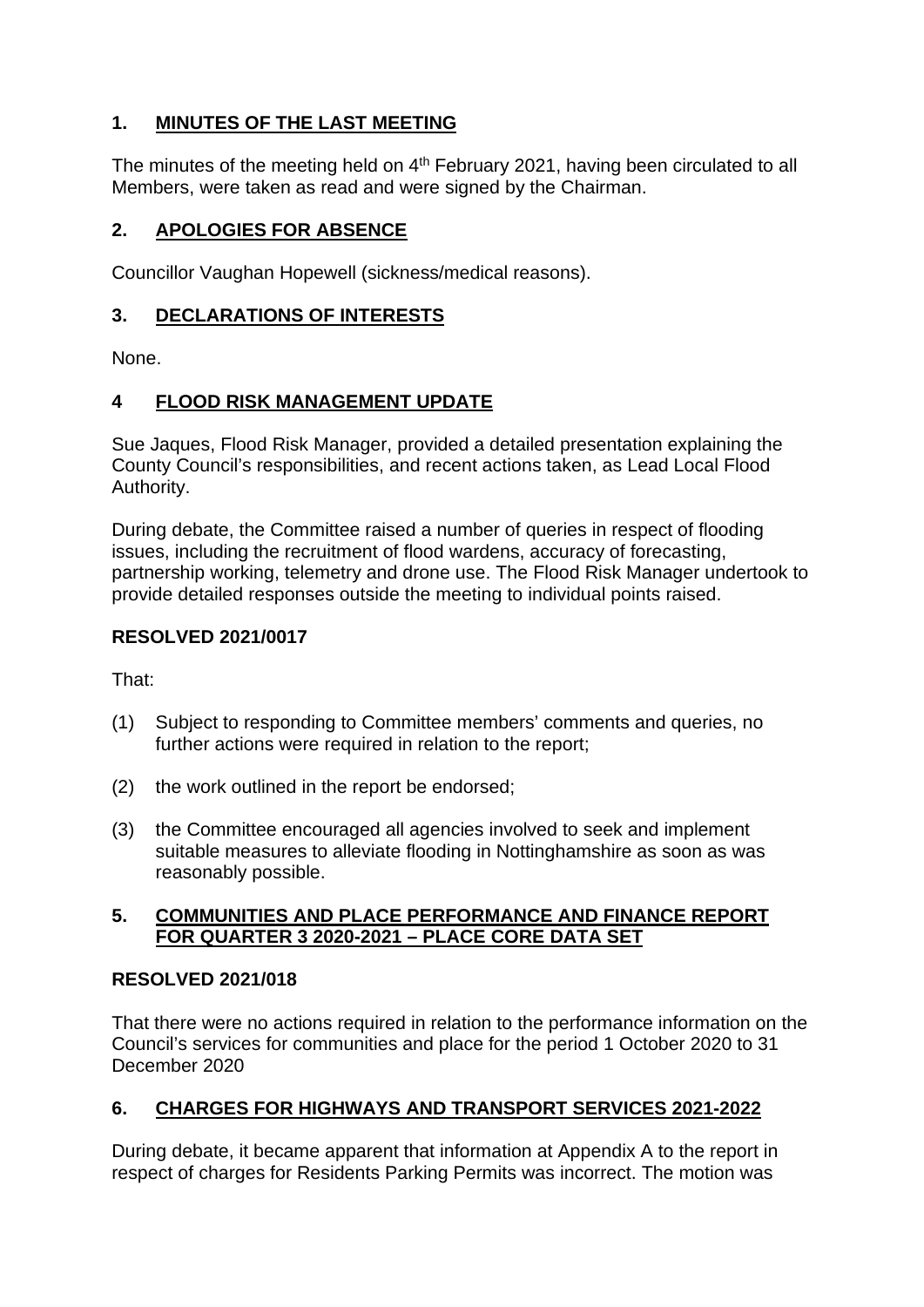## 1. MINUTES OF THE LAST MEETING

The minutes of the meeting held on 4th February 2021, having been circulated to all Members, were taken as read and were signed by the Chairman.

## 2. APOLOGIES FOR ABSENCE

Councillor Vaughan Hopewell (sickness/medical reasons).

## 3. DECLARATIONS OF INTERESTS

None.

## 4 FLOOD RISK MANAGEMENT UPDATE

Sue Jaques, Flood Risk Manager, provided a detailed presentation explaining the County Council's responsibilities, and recent actions taken, as Lead Local Flood Authority.

During debate, the Committee raised a number of queries in respect of flooding issues, including the recruitment of flood wardens, accuracy of forecasting, partnership working, telemetry and drone use. The Flood Risk Manager undertook to provide detailed responses outside the meeting to individual points raised.

**RESOLVED 2021/0017**

That:

(1) Subject to responding to Committee members' comments and queries, no further actions were required in relation to the report;

(2) the work outlined in the report be endorsed;

(3) the Committee encouraged all agencies involved to seek and implement suitable measures to alleviate flooding in Nottinghamshire as soon as was reasonably possible.

## 5. COMMUNITIES AND PLACE PERFORMANCE AND FINANCE REPORT FOR QUARTER 3 2020-2021 – PLACE CORE DATA SET

**RESOLVED 2021/018**

That there were no actions required in relation to the performance information on the Council's services for communities and place for the period 1 October 2020 to 31 December 2020

## 6. CHARGES FOR HIGHWAYS AND TRANSPORT SERVICES 2021-2022

During debate, it became apparent that information at Appendix A to the report in respect of charges for Residents Parking Permits was incorrect. The motion was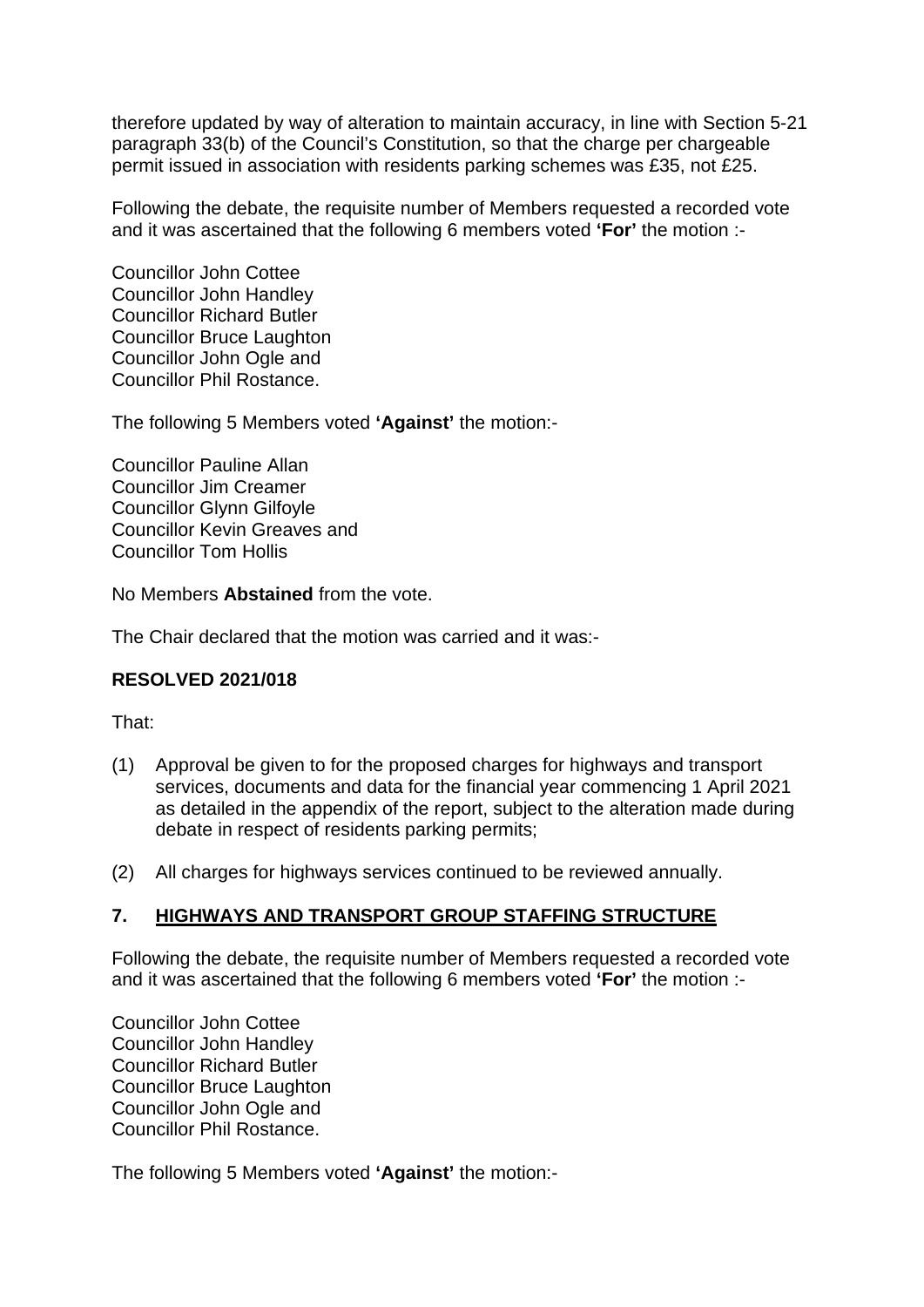therefore updated by way of alteration to maintain accuracy, in line with Section 5-21 paragraph 33(b) of the Council's Constitution, so that the charge per chargeable permit issued in association with residents parking schemes was £35, not £25.

Following the debate, the requisite number of Members requested a recorded vote and it was ascertained that the following 6 members voted **'For'** the motion :-

Councillor John Cottee
Councillor John Handley
Councillor Richard Butler
Councillor Bruce Laughton
Councillor John Ogle and
Councillor Phil Rostance.

The following 5 Members voted **'Against'** the motion:-

Councillor Pauline Allan
Councillor Jim Creamer
Councillor Glynn Gilfoyle
Councillor Kevin Greaves and
Councillor Tom Hollis

No Members **Abstained** from the vote.

The Chair declared that the motion was carried and it was:-

**RESOLVED 2021/018**

That:

(1) Approval be given to for the proposed charges for highways and transport services, documents and data for the financial year commencing 1 April 2021 as detailed in the appendix of the report, subject to the alteration made during debate in respect of residents parking permits;

(2) All charges for highways services continued to be reviewed annually.

## 7. HIGHWAYS AND TRANSPORT GROUP STAFFING STRUCTURE

Following the debate, the requisite number of Members requested a recorded vote and it was ascertained that the following 6 members voted **'For'** the motion :-

Councillor John Cottee
Councillor John Handley
Councillor Richard Butler
Councillor Bruce Laughton
Councillor John Ogle and
Councillor Phil Rostance.

The following 5 Members voted **'Against'** the motion:-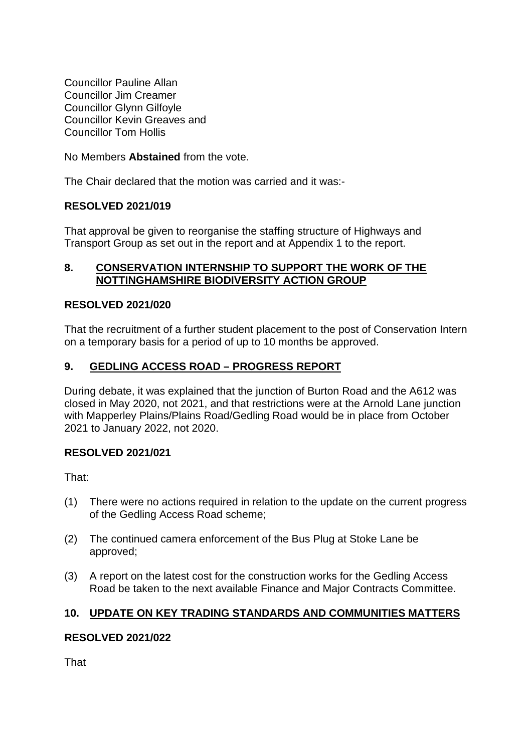Councillor Pauline Allan
Councillor Jim Creamer
Councillor Glynn Gilfoyle
Councillor Kevin Greaves and
Councillor Tom Hollis

No Members **Abstained** from the vote.

The Chair declared that the motion was carried and it was:-

**RESOLVED 2021/019**

That approval be given to reorganise the staffing structure of Highways and Transport Group as set out in the report and at Appendix 1 to the report.

## 8. CONSERVATION INTERNSHIP TO SUPPORT THE WORK OF THE NOTTINGHAMSHIRE BIODIVERSITY ACTION GROUP

**RESOLVED 2021/020**

That the recruitment of a further student placement to the post of Conservation Intern on a temporary basis for a period of up to 10 months be approved.

## 9. GEDLING ACCESS ROAD – PROGRESS REPORT

During debate, it was explained that the junction of Burton Road and the A612 was closed in May 2020, not 2021, and that restrictions were at the Arnold Lane junction with Mapperley Plains/Plains Road/Gedling Road would be in place from October 2021 to January 2022, not 2020.

**RESOLVED 2021/021**

That:

(1) There were no actions required in relation to the update on the current progress of the Gedling Access Road scheme;

(2) The continued camera enforcement of the Bus Plug at Stoke Lane be approved;

(3) A report on the latest cost for the construction works for the Gedling Access Road be taken to the next available Finance and Major Contracts Committee.

## 10. UPDATE ON KEY TRADING STANDARDS AND COMMUNITIES MATTERS

**RESOLVED 2021/022**

That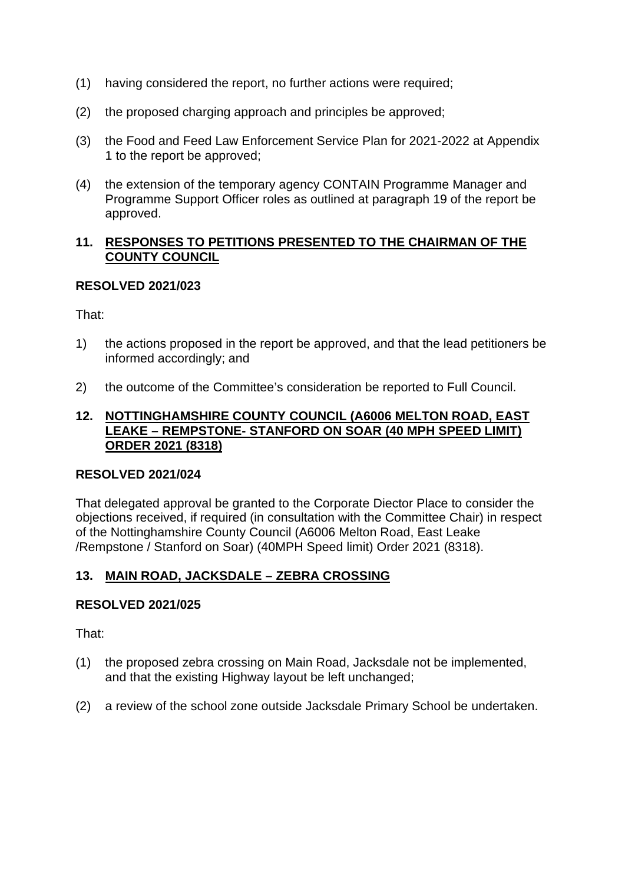(1) having considered the report, no further actions were required;

(2) the proposed charging approach and principles be approved;

(3) the Food and Feed Law Enforcement Service Plan for 2021-2022 at Appendix 1 to the report be approved;

(4) the extension of the temporary agency CONTAIN Programme Manager and Programme Support Officer roles as outlined at paragraph 19 of the report be approved.

## 11. RESPONSES TO PETITIONS PRESENTED TO THE CHAIRMAN OF THE COUNTY COUNCIL

**RESOLVED 2021/023**

That:

1) the actions proposed in the report be approved, and that the lead petitioners be informed accordingly; and

2) the outcome of the Committee's consideration be reported to Full Council.

## 12. NOTTINGHAMSHIRE COUNTY COUNCIL (A6006 MELTON ROAD, EAST LEAKE – REMPSTONE- STANFORD ON SOAR (40 MPH SPEED LIMIT) ORDER 2021 (8318)

**RESOLVED 2021/024**

That delegated approval be granted to the Corporate Diector Place to consider the objections received, if required (in consultation with the Committee Chair) in respect of the Nottinghamshire County Council (A6006 Melton Road, East Leake /Rempstone / Stanford on Soar) (40MPH Speed limit) Order 2021 (8318).

## 13. MAIN ROAD, JACKSDALE – ZEBRA CROSSING

**RESOLVED 2021/025**

That:

(1) the proposed zebra crossing on Main Road, Jacksdale not be implemented, and that the existing Highway layout be left unchanged;

(2) a review of the school zone outside Jacksdale Primary School be undertaken.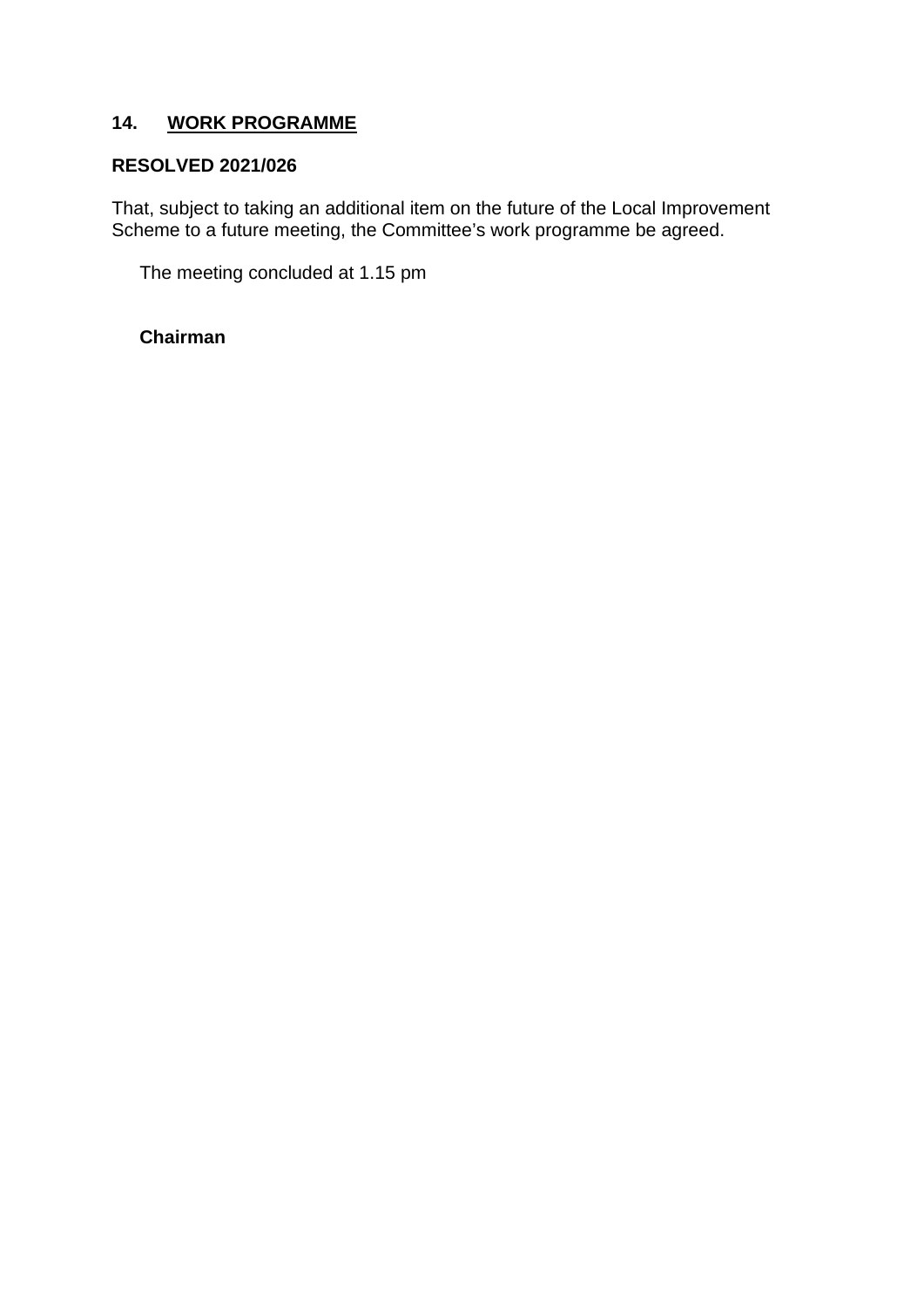## 14. WORK PROGRAMME

**RESOLVED 2021/026**

That, subject to taking an additional item on the future of the Local Improvement Scheme to a future meeting, the Committee's work programme be agreed.

The meeting concluded at 1.15 pm

**Chairman**